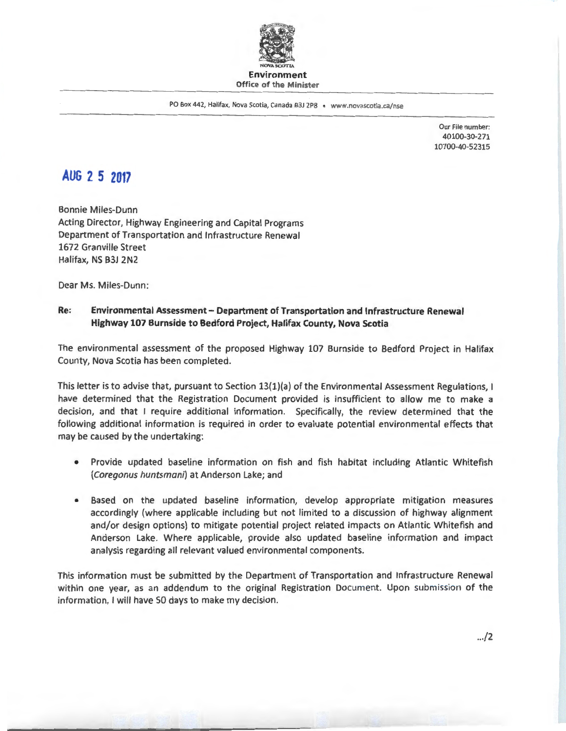Environment
Office of the Minister

PO Box 442, Halifax, Nova Scotia, Canada B3J 2P8 • www.novascotia.ca/nse

Our File number:
40100-30-271
10700-40-52315

AUG 2 5 2017

Bonnie Miles-Dunn
Acting Director, Highway Engineering and Capital Programs
Department of Transportation and Infrastructure Renewal
1672 Granville Street
Halifax, NS B3J 2N2

Dear Ms. Miles-Dunn:

**Re: Environmental Assessment – Department of Transportation and Infrastructure Renewal Highway 107 Burnside to Bedford Project, Halifax County, Nova Scotia**

The environmental assessment of the proposed Highway 107 Burnside to Bedford Project in Halifax County, Nova Scotia has been completed.

This letter is to advise that, pursuant to Section 13(1)(a) of the Environmental Assessment Regulations, I have determined that the Registration Document provided is insufficient to allow me to make a decision, and that I require additional information. Specifically, the review determined that the following additional information is required in order to evaluate potential environmental effects that may be caused by the undertaking:

- Provide updated baseline information on fish and fish habitat including Atlantic Whitefish (*Coregonus huntsmani*) at Anderson Lake; and
- Based on the updated baseline information, develop appropriate mitigation measures accordingly (where applicable including but not limited to a discussion of highway alignment and/or design options) to mitigate potential project related impacts on Atlantic Whitefish and Anderson Lake. Where applicable, provide also updated baseline information and impact analysis regarding all relevant valued environmental components.

This information must be submitted by the Department of Transportation and Infrastructure Renewal within one year, as an addendum to the original Registration Document. Upon submission of the information, I will have 50 days to make my decision.

.../2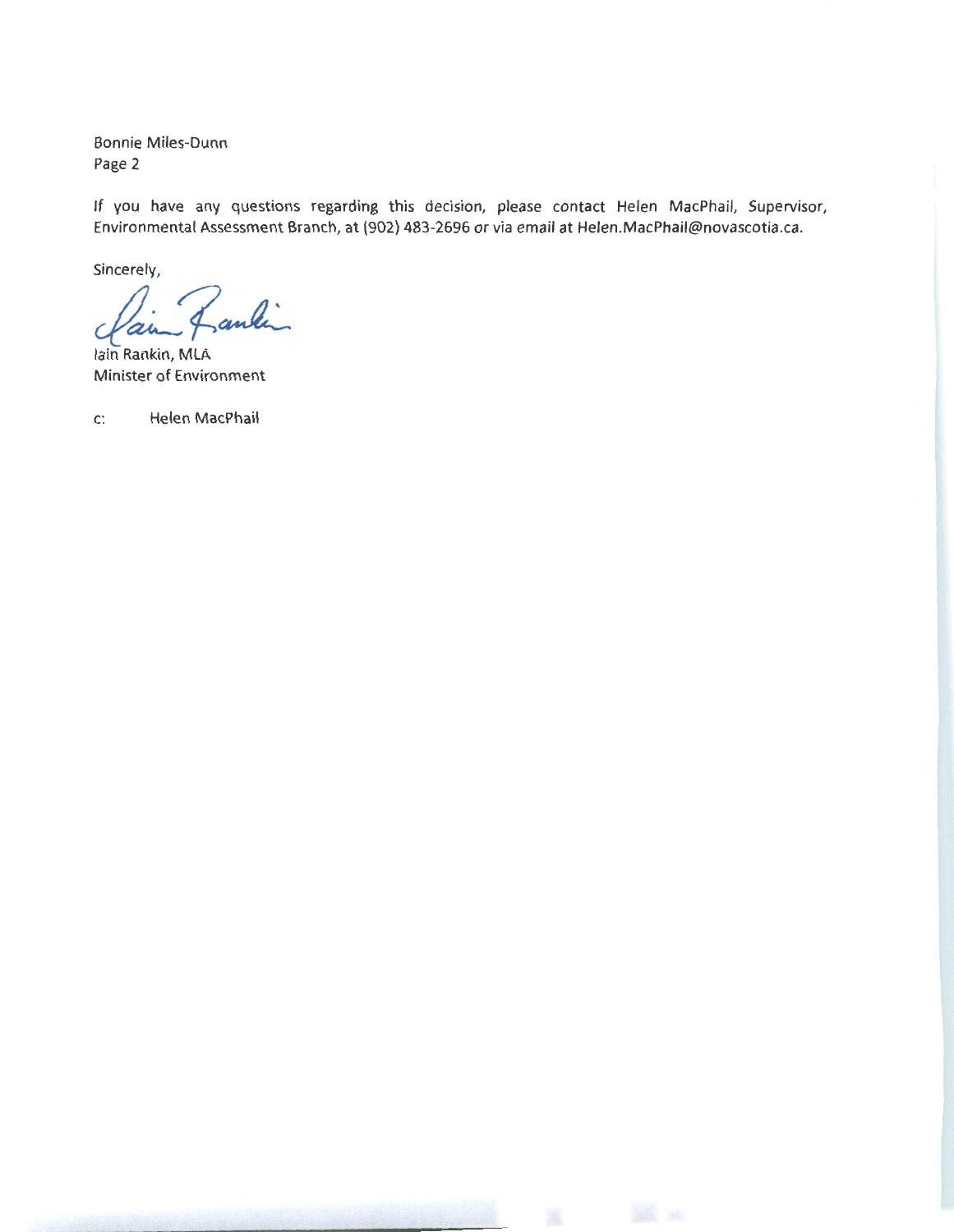If you have any questions regarding this decision, please contact Helen MacPhail, Supervisor, Environmental Assessment Branch, at (902) 483-2696 or via email at Helen.MacPhail@novascotia.ca.

Sincerely,

Iain Rankin, MLA
Minister of Environment

c: Helen MacPhail